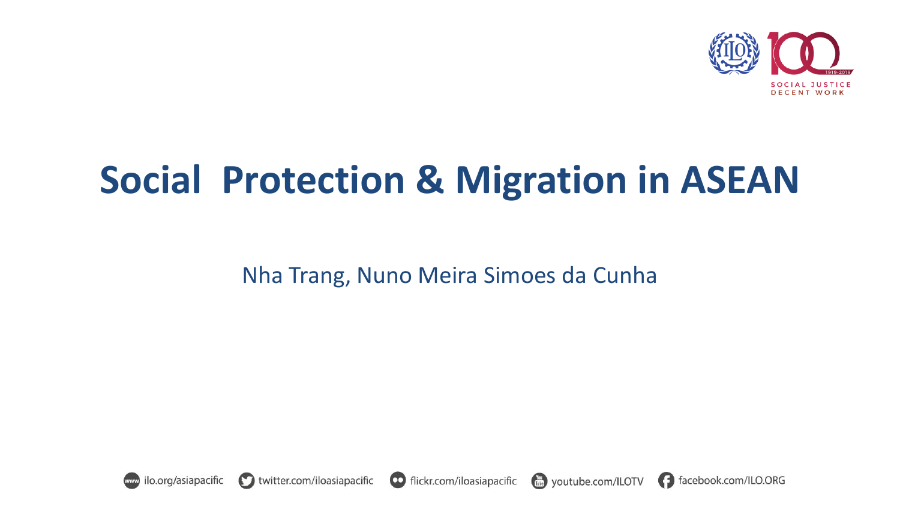# Social Protection & Migration in ASEAN

Nha Trang, Nuno Meira Simoes da Cunha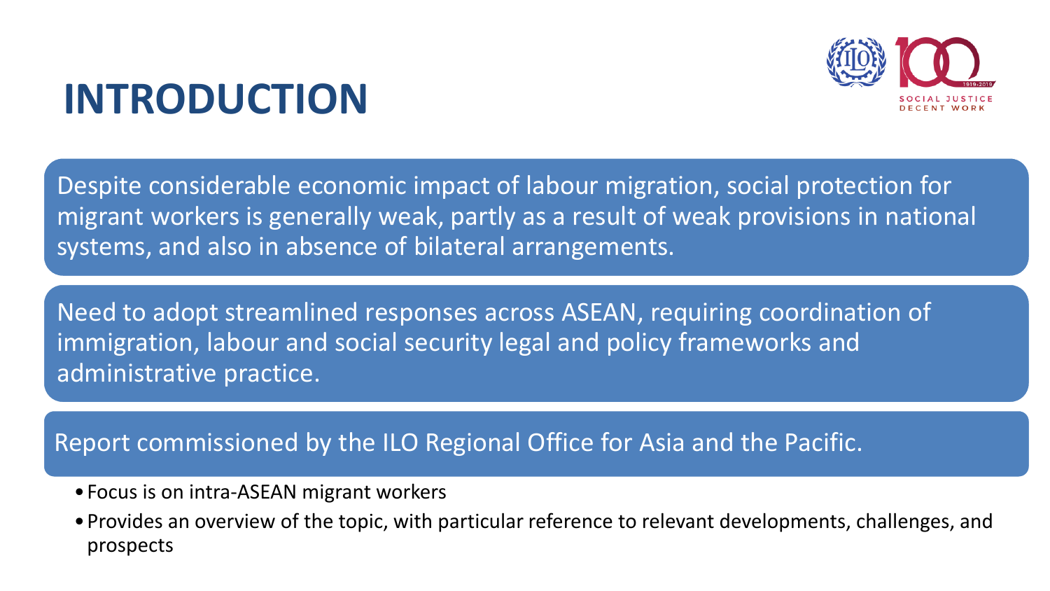# INTRODUCTION

Despite considerable economic impact of labour migration, social protection for migrant workers is generally weak, partly as a result of weak provisions in national systems, and also in absence of bilateral arrangements.

Need to adopt streamlined responses across ASEAN, requiring coordination of immigration, labour and social security legal and policy frameworks and administrative practice.

Report commissioned by the ILO Regional Office for Asia and the Pacific.

- Focus is on intra-ASEAN migrant workers
- Provides an overview of the topic, with particular reference to relevant developments, challenges, and prospects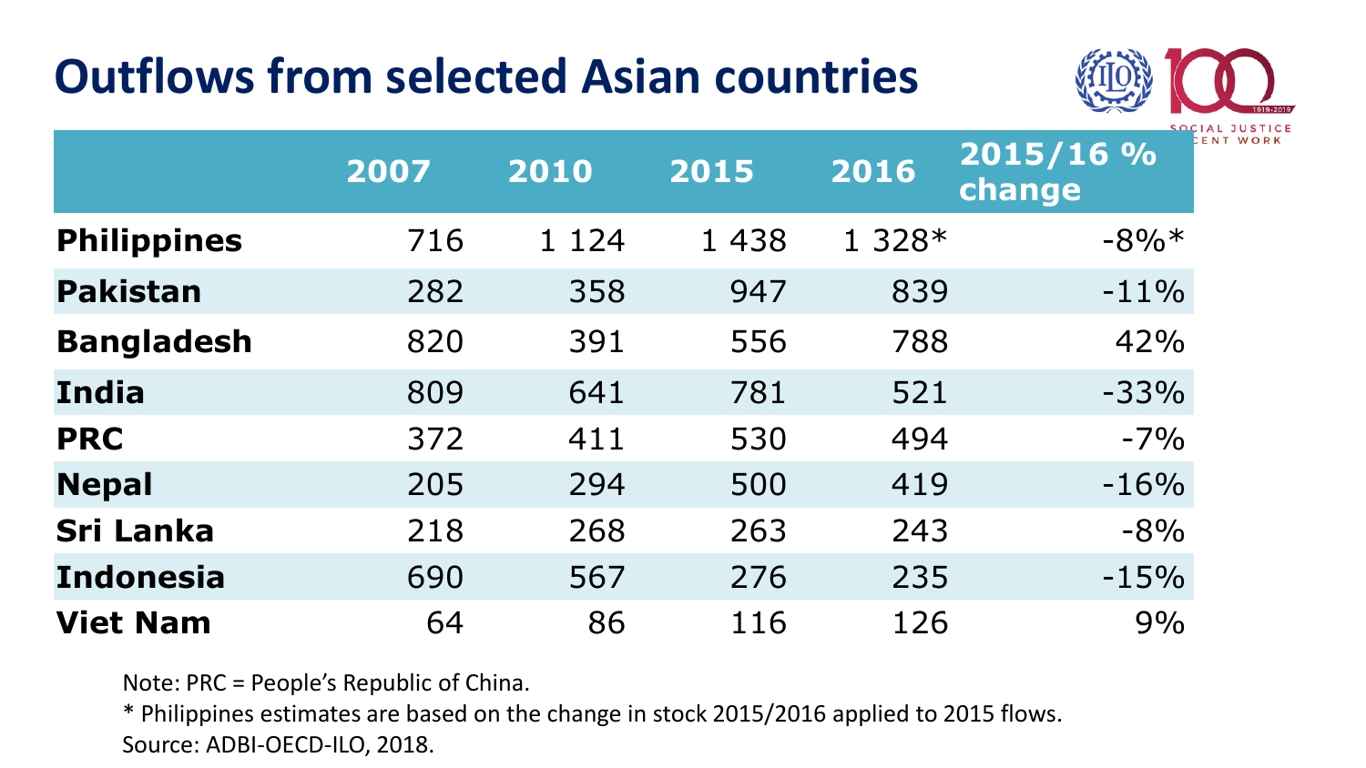# Outflows from selected Asian countries

| | 2007 | 2010 | 2015 | 2016 | 2015/16 % change |
|---|---|---|---|---|---|
| **Philippines** | 716 | 1 124 | 1 438 | 1 328* | -8%* |
| **Pakistan** | 282 | 358 | 947 | 839 | -11% |
| **Bangladesh** | 820 | 391 | 556 | 788 | 42% |
| **India** | 809 | 641 | 781 | 521 | -33% |
| **PRC** | 372 | 411 | 530 | 494 | -7% |
| **Nepal** | 205 | 294 | 500 | 419 | -16% |
| **Sri Lanka** | 218 | 268 | 263 | 243 | -8% |
| **Indonesia** | 690 | 567 | 276 | 235 | -15% |
| **Viet Nam** | 64 | 86 | 116 | 126 | 9% |

Note: PRC = People's Republic of China.

* Philippines estimates are based on the change in stock 2015/2016 applied to 2015 flows.

Source: ADBI-OECD-ILO, 2018.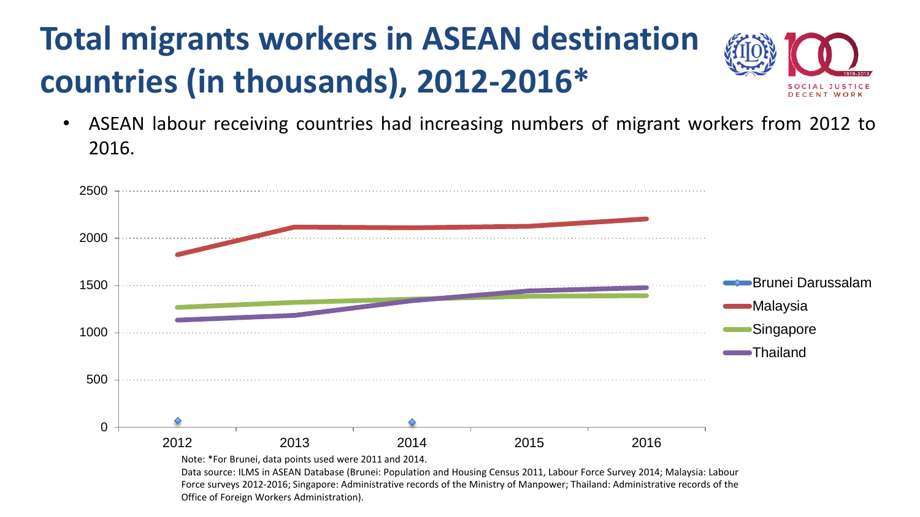# Total migrants workers in ASEAN destination countries (in thousands), 2012-2016*

- ASEAN labour receiving countries had increasing numbers of migrant workers from 2012 to 2016.

Note: *For Brunei, data points used were 2011 and 2014.

Data source: ILMS in ASEAN Database (Brunei: Population and Housing Census 2011, Labour Force Survey 2014; Malaysia: Labour Force surveys 2012-2016; Singapore: Administrative records of the Ministry of Manpower; Thailand: Administrative records of the Office of Foreign Workers Administration).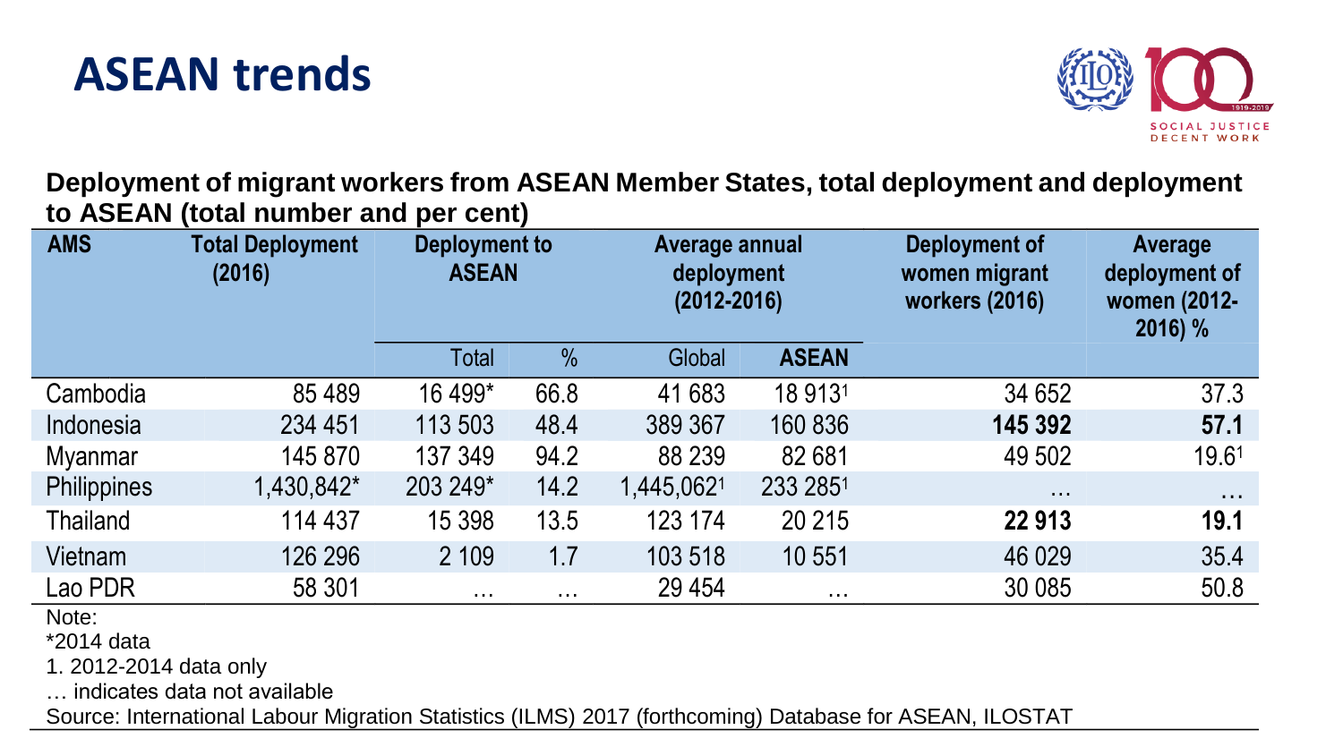# ASEAN trends

**Deployment of migrant workers from ASEAN Member States, total deployment and deployment to ASEAN (total number and per cent)**

| AMS | Total Deployment (2016) | Deployment to ASEAN | | Average annual deployment (2012-2016) | | Deployment of women migrant workers (2016) | Average deployment of women (2012-2016) % |
|---|---|---|---|---|---|---|---|
| | | Total | % | Global | **ASEAN** | | |
| Cambodia | 85 489 | 16 499* | 66.8 | 41 683 | 18 913[1] | 34 652 | 37.3 |
| Indonesia | 234 451 | 113 503 | 48.4 | 389 367 | 160 836 | **145 392** | **57.1** |
| Myanmar | 145 870 | 137 349 | 94.2 | 88 239 | 82 681 | 49 502 | 19.6[1] |
| Philippines | 1,430,842* | 203 249* | 14.2 | 1,445,062[1] | 233 285[1] | … | … |
| Thailand | 114 437 | 15 398 | 13.5 | 123 174 | 20 215 | **22 913** | **19.1** |
| Vietnam | 126 296 | 2 109 | 1.7 | 103 518 | 10 551 | 46 029 | 35.4 |
| Lao PDR | 58 301 | … | … | 29 454 | … | 30 085 | 50.8 |

Note:

*2014 data

1. 2012-2014 data only

… indicates data not available

Source: International Labour Migration Statistics (ILMS) 2017 (forthcoming) Database for ASEAN, ILOSTAT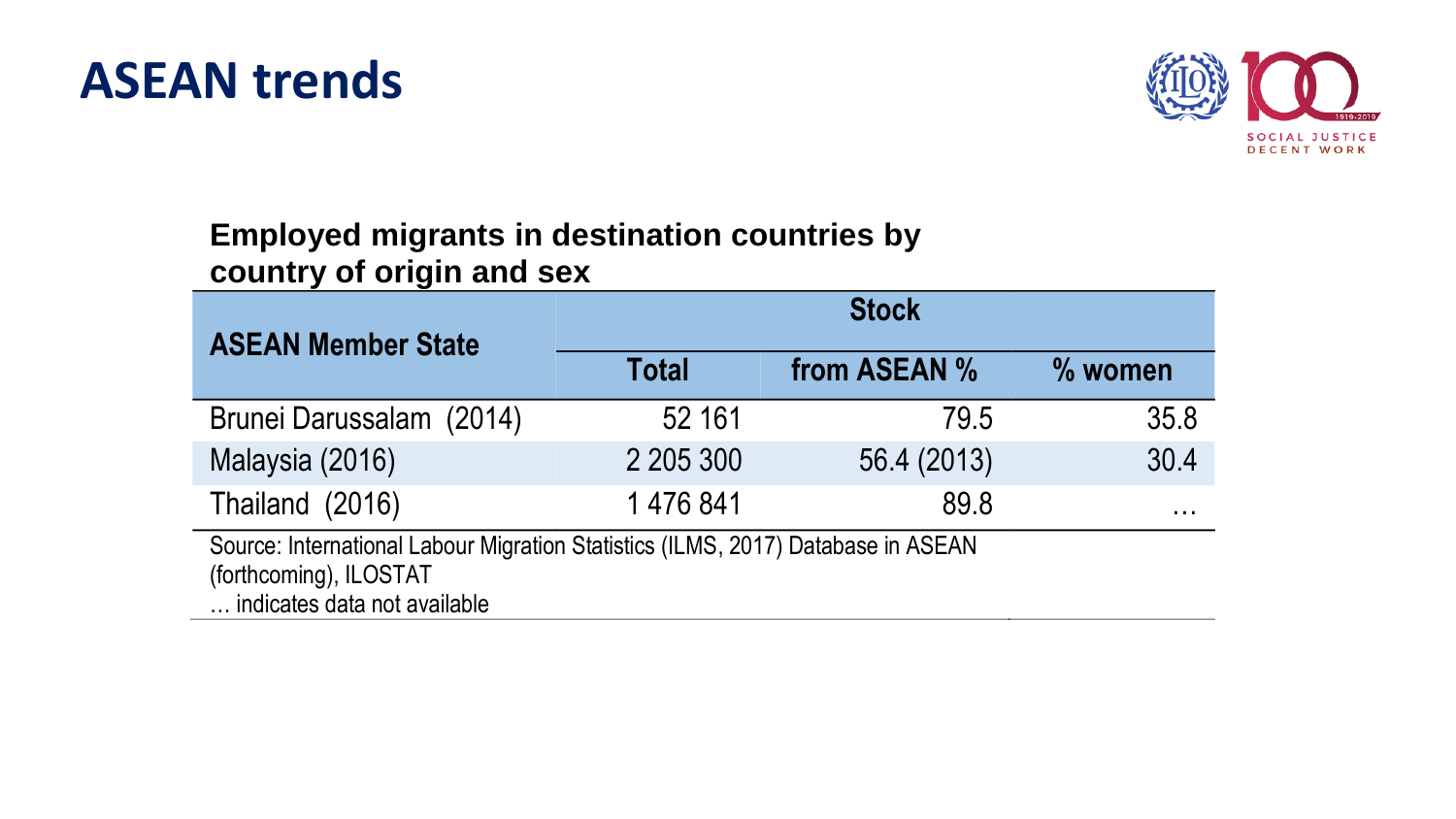# ASEAN trends

**Employed migrants in destination countries by country of origin and sex**

| ASEAN Member State | Stock | | |
|---|---|---|---|
| | Total | from ASEAN % | % women |
| Brunei Darussalam (2014) | 52 161 | 79.5 | 35.8 |
| Malaysia (2016) | 2 205 300 | 56.4 (2013) | 30.4 |
| Thailand (2016) | 1 476 841 | 89.8 | … |

Source: International Labour Migration Statistics (ILMS, 2017) Database in ASEAN (forthcoming), ILOSTAT
… indicates data not available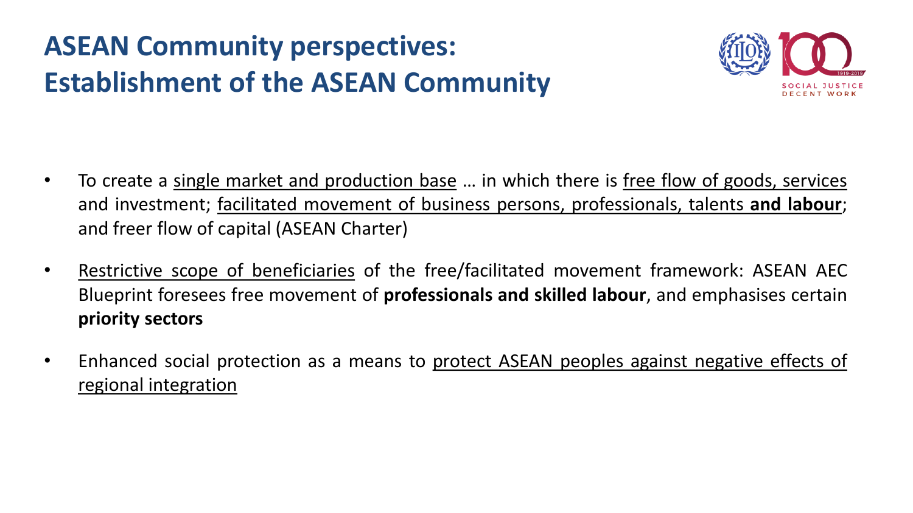# ASEAN Community perspectives: Establishment of the ASEAN Community

- To create a single market and production base … in which there is free flow of goods, services and investment; facilitated movement of business persons, professionals, talents **and labour**; and freer flow of capital (ASEAN Charter)
- Restrictive scope of beneficiaries of the free/facilitated movement framework: ASEAN AEC Blueprint foresees free movement of **professionals and skilled labour**, and emphasises certain **priority sectors**
- Enhanced social protection as a means to protect ASEAN peoples against negative effects of regional integration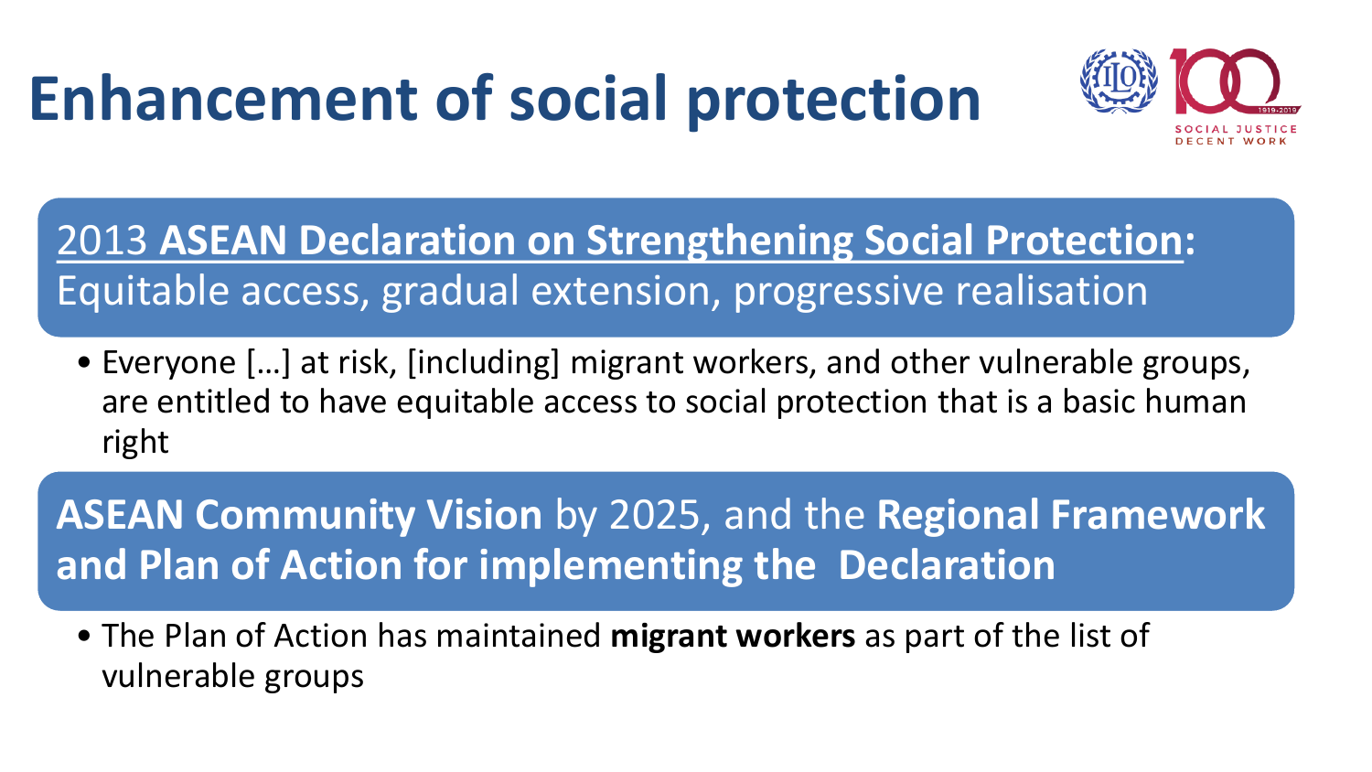# Enhancement of social protection

## 2013 **ASEAN Declaration on Strengthening Social Protection:** Equitable access, gradual extension, progressive realisation

- Everyone […] at risk, [including] migrant workers, and other vulnerable groups, are entitled to have equitable access to social protection that is a basic human right

## **ASEAN Community Vision** by 2025, and the **Regional Framework and Plan of Action for implementing the Declaration**

- The Plan of Action has maintained **migrant workers** as part of the list of vulnerable groups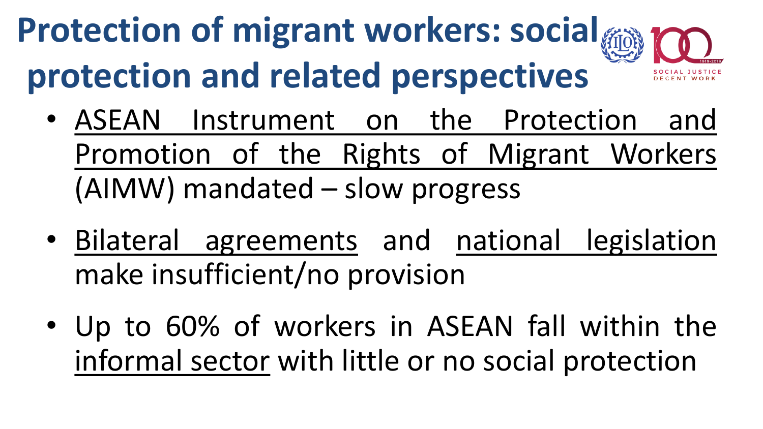# Protection of migrant workers: social protection and related perspectives

- ASEAN Instrument on the Protection and Promotion of the Rights of Migrant Workers (AIMW) mandated – slow progress

- Bilateral agreements and national legislation make insufficient/no provision

- Up to 60% of workers in ASEAN fall within the informal sector with little or no social protection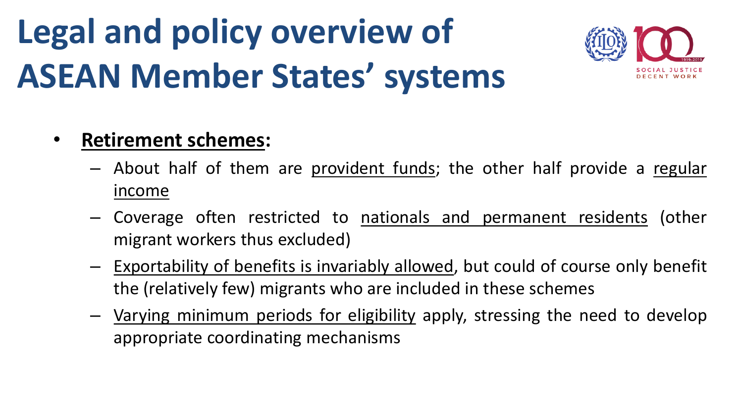# Legal and policy overview of ASEAN Member States' systems

- **Retirement schemes:**
  - About half of them are provident funds; the other half provide a regular income
  - Coverage often restricted to nationals and permanent residents (other migrant workers thus excluded)
  - Exportability of benefits is invariably allowed, but could of course only benefit the (relatively few) migrants who are included in these schemes
  - Varying minimum periods for eligibility apply, stressing the need to develop appropriate coordinating mechanisms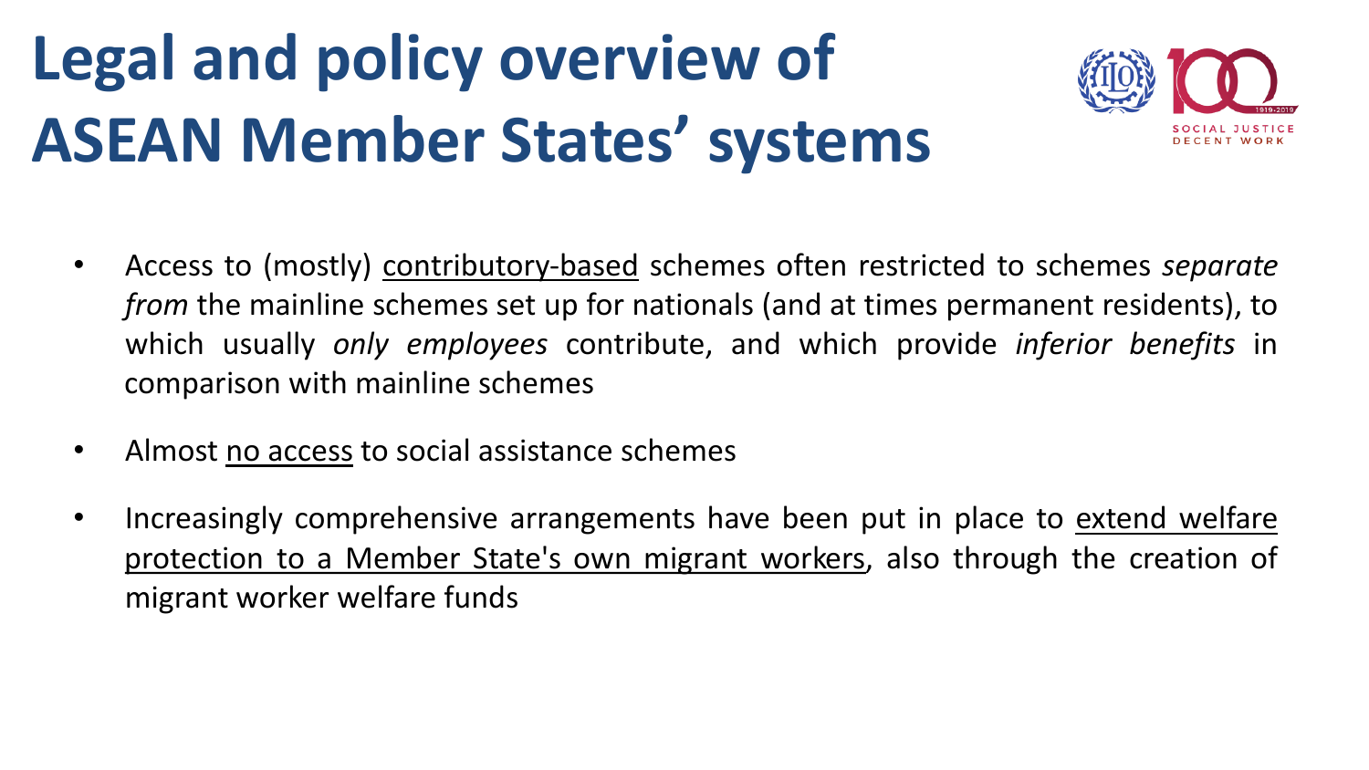# Legal and policy overview of ASEAN Member States' systems

- Access to (mostly) <u>contributory-based</u> schemes often restricted to schemes *separate from* the mainline schemes set up for nationals (and at times permanent residents), to which usually *only employees* contribute, and which provide *inferior benefits* in comparison with mainline schemes
- Almost <u>no access</u> to social assistance schemes
- Increasingly comprehensive arrangements have been put in place to <u>extend welfare protection to a Member State's own migrant workers</u>, also through the creation of migrant worker welfare funds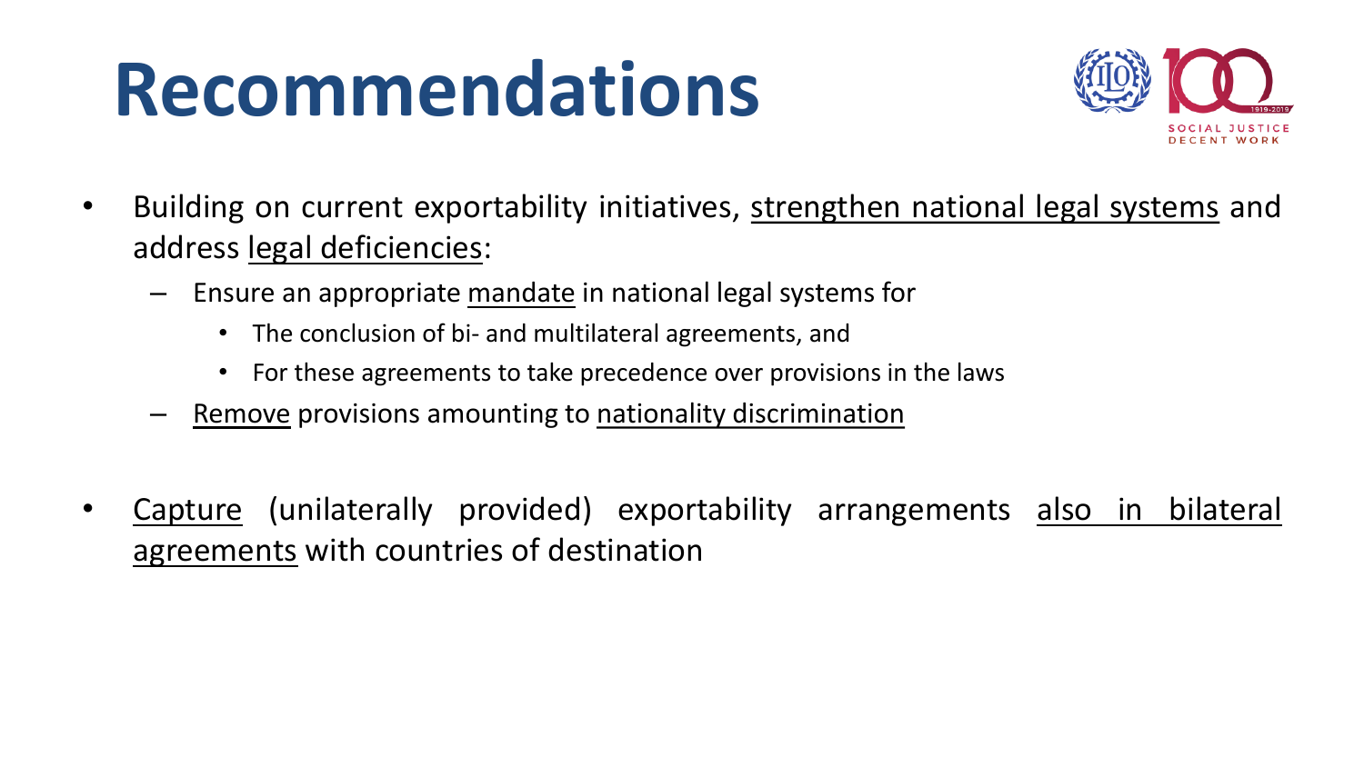# Recommendations

- Building on current exportability initiatives, strengthen national legal systems and address legal deficiencies:
  - Ensure an appropriate mandate in national legal systems for
    - The conclusion of bi- and multilateral agreements, and
    - For these agreements to take precedence over provisions in the laws
  - Remove provisions amounting to nationality discrimination

- Capture (unilaterally provided) exportability arrangements also in bilateral agreements with countries of destination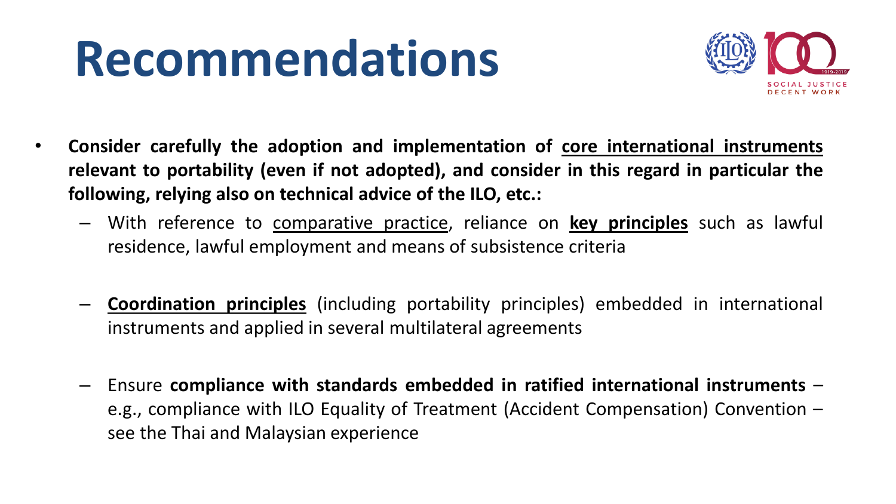# Recommendations

- **Consider carefully the adoption and implementation of <u>core international instruments</u> relevant to portability (even if not adopted), and consider in this regard in particular the following, relying also on technical advice of the ILO, etc.:**
  - With reference to <u>comparative practice</u>, reliance on **<u>key principles</u>** such as lawful residence, lawful employment and means of subsistence criteria
  - **<u>Coordination principles</u>** (including portability principles) embedded in international instruments and applied in several multilateral agreements
  - Ensure **compliance with standards embedded in ratified international instruments** – e.g., compliance with ILO Equality of Treatment (Accident Compensation) Convention – see the Thai and Malaysian experience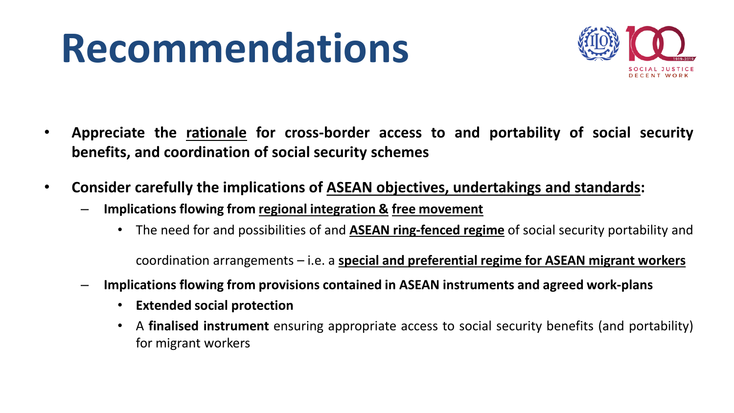# Recommendations

- **Appreciate the <u>rationale</u> for cross-border access to and portability of social security benefits, and coordination of social security schemes**
- **Consider carefully the implications of <u>ASEAN objectives, undertakings and standards</u>:**
  - **Implications flowing from <u>regional integration</u> & <u>free movement</u>**
    - The need for and possibilities of and **<u>ASEAN ring-fenced regime</u>** of social security portability and coordination arrangements – i.e. a **<u>special and preferential regime for ASEAN migrant workers</u>**
  - **Implications flowing from provisions contained in ASEAN instruments and agreed work-plans**
    - **Extended social protection**
    - A **finalised instrument** ensuring appropriate access to social security benefits (and portability) for migrant workers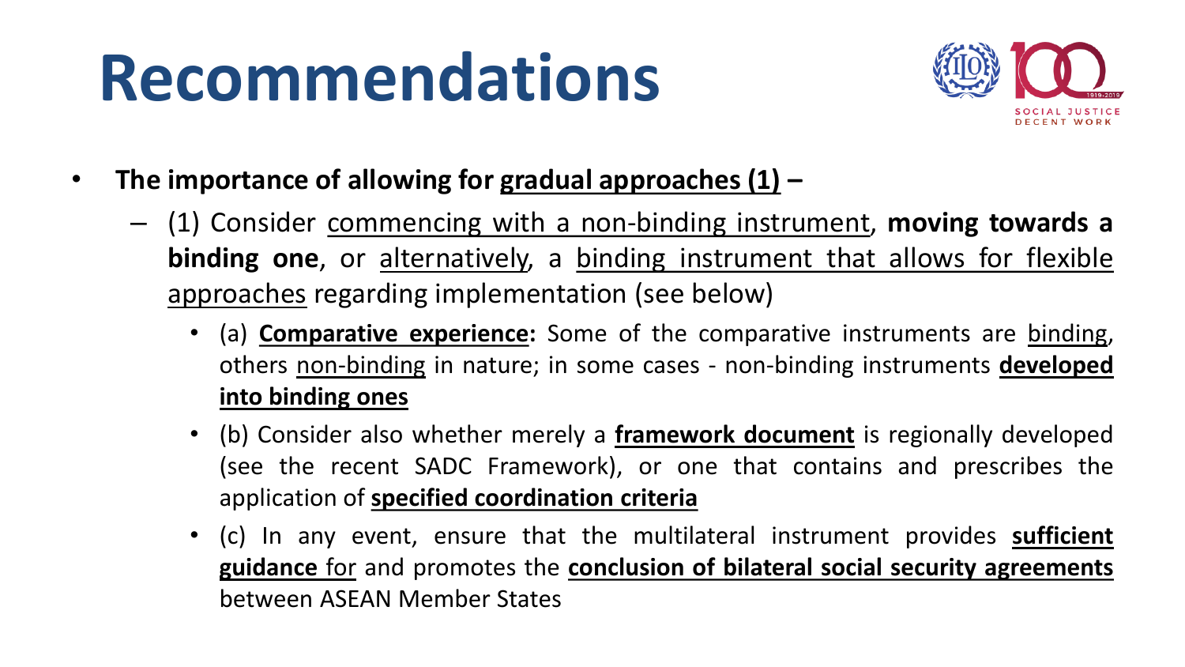# Recommendations

- **The importance of allowing for gradual approaches (1) –**
  - (1) Consider commencing with a non-binding instrument, **moving towards a binding one**, or alternatively, a binding instrument that allows for flexible approaches regarding implementation (see below)
    - (a) **Comparative experience:** Some of the comparative instruments are binding, others non-binding in nature; in some cases - non-binding instruments **developed into binding ones**
    - (b) Consider also whether merely a **framework document** is regionally developed (see the recent SADC Framework), or one that contains and prescribes the application of **specified coordination criteria**
    - (c) In any event, ensure that the multilateral instrument provides **sufficient guidance** for and promotes the **conclusion of bilateral social security agreements** between ASEAN Member States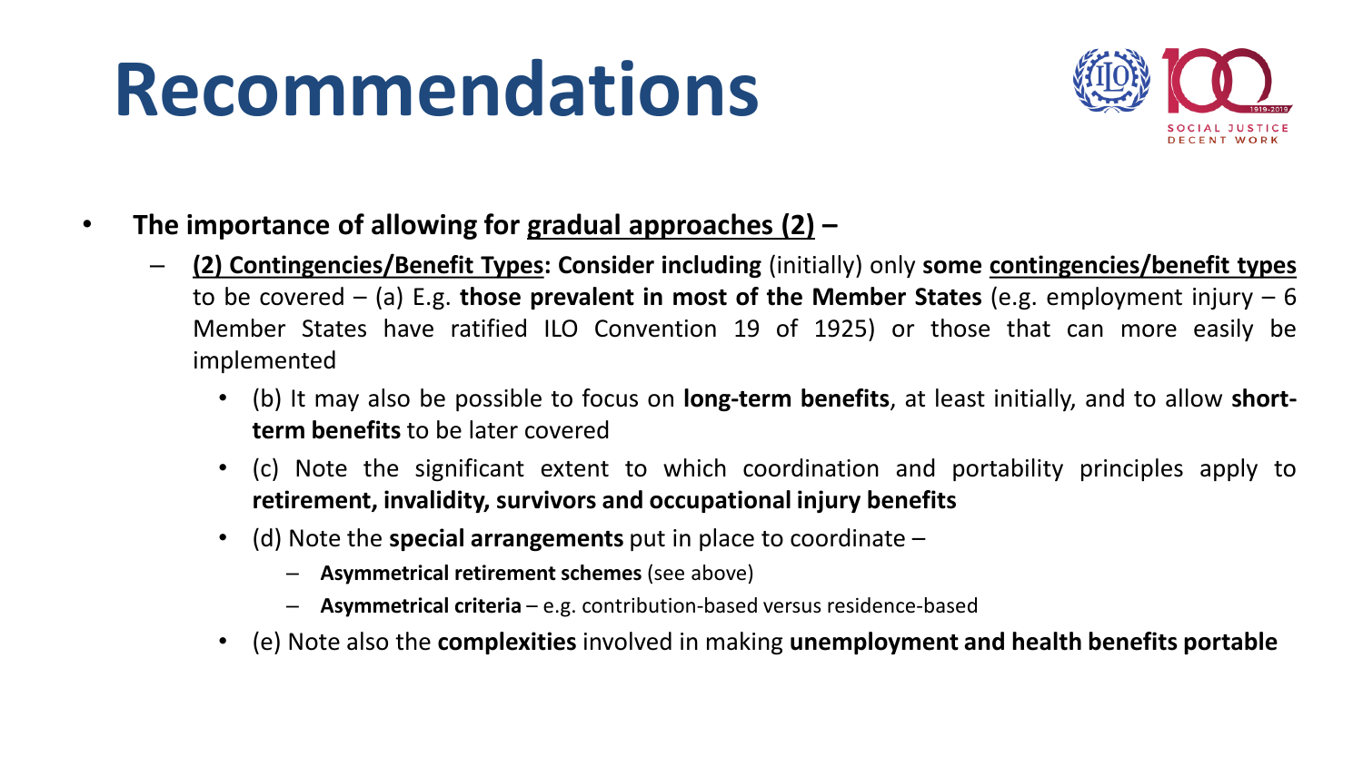# Recommendations

- **The importance of allowing for gradual approaches (2) –**
  - **(2) Contingencies/Benefit Types: Consider including** (initially) only **some contingencies/benefit types** to be covered – (a) E.g. **those prevalent in most of the Member States** (e.g. employment injury – 6 Member States have ratified ILO Convention 19 of 1925) or those that can more easily be implemented
    - (b) It may also be possible to focus on **long-term benefits**, at least initially, and to allow **short-term benefits** to be later covered
    - (c) Note the significant extent to which coordination and portability principles apply to **retirement, invalidity, survivors and occupational injury benefits**
    - (d) Note the **special arrangements** put in place to coordinate –
      - **Asymmetrical retirement schemes** (see above)
      - **Asymmetrical criteria** – e.g. contribution-based versus residence-based
    - (e) Note also the **complexities** involved in making **unemployment and health benefits portable**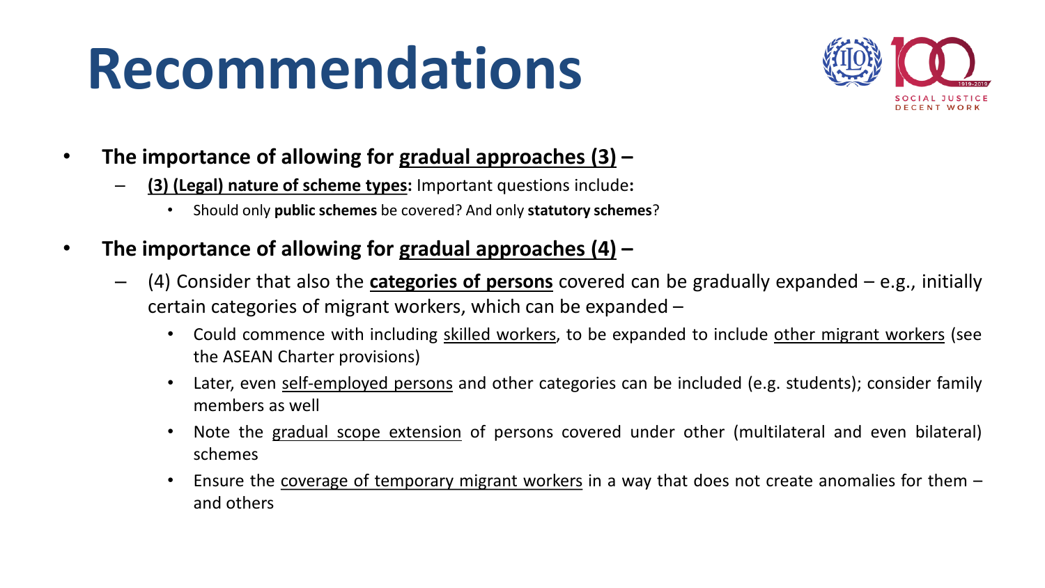# Recommendations

- **The importance of allowing for gradual approaches (3) –**
  - **(3) (Legal) nature of scheme types:** Important questions include**:**
    - Should only **public schemes** be covered? And only **statutory schemes**?
- **The importance of allowing for gradual approaches (4) –**
  - (4) Consider that also the **categories of persons** covered can be gradually expanded – e.g., initially certain categories of migrant workers, which can be expanded –
    - Could commence with including skilled workers, to be expanded to include other migrant workers (see the ASEAN Charter provisions)
    - Later, even self-employed persons and other categories can be included (e.g. students); consider family members as well
    - Note the gradual scope extension of persons covered under other (multilateral and even bilateral) schemes
    - Ensure the coverage of temporary migrant workers in a way that does not create anomalies for them – and others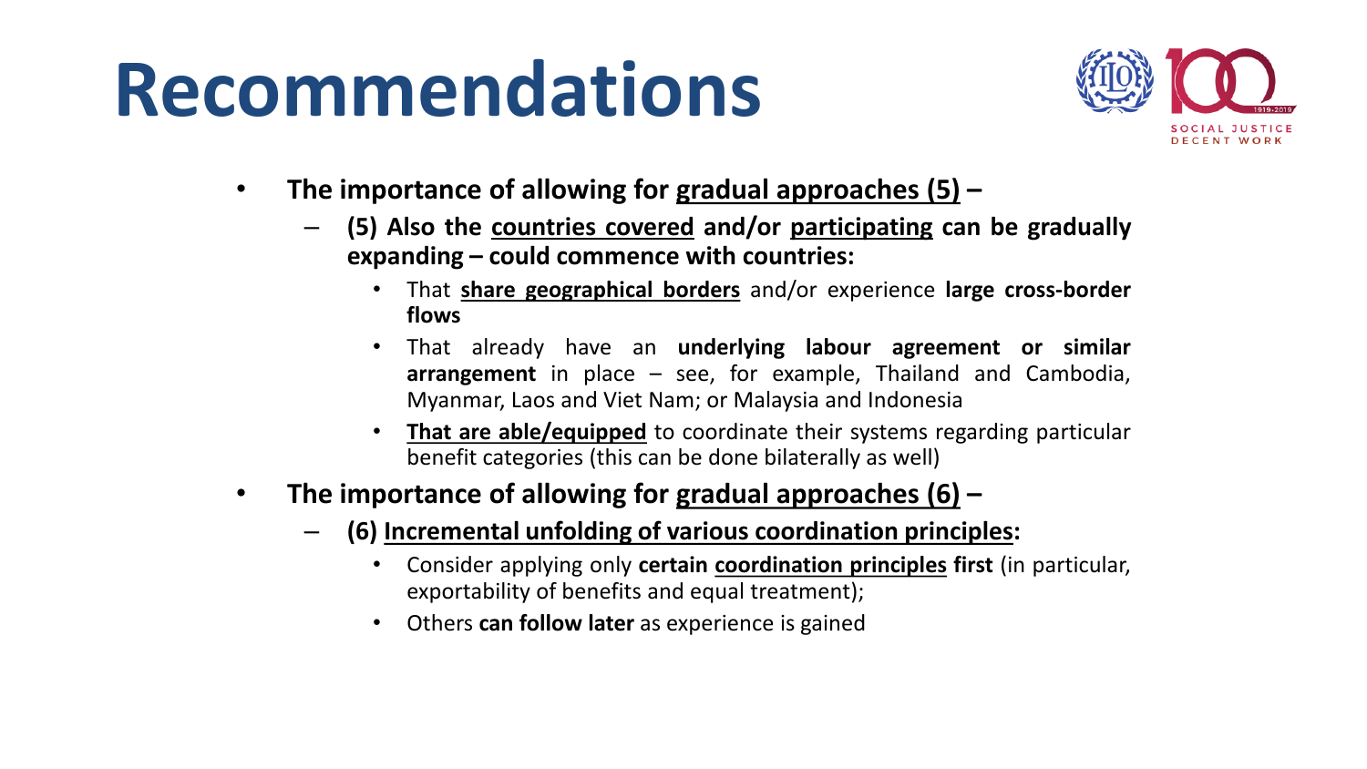# Recommendations

- **The importance of allowing for gradual approaches (5) –**
  - **(5) Also the countries covered and/or participating can be gradually expanding – could commence with countries:**
    - That **share geographical borders** and/or experience **large cross-border flows**
    - That already have an **underlying labour agreement or similar arrangement** in place – see, for example, Thailand and Cambodia, Myanmar, Laos and Viet Nam; or Malaysia and Indonesia
    - **That are able/equipped** to coordinate their systems regarding particular benefit categories (this can be done bilaterally as well)
- **The importance of allowing for gradual approaches (6) –**
  - **(6) Incremental unfolding of various coordination principles:**
    - Consider applying only **certain coordination principles first** (in particular, exportability of benefits and equal treatment);
    - Others **can follow later** as experience is gained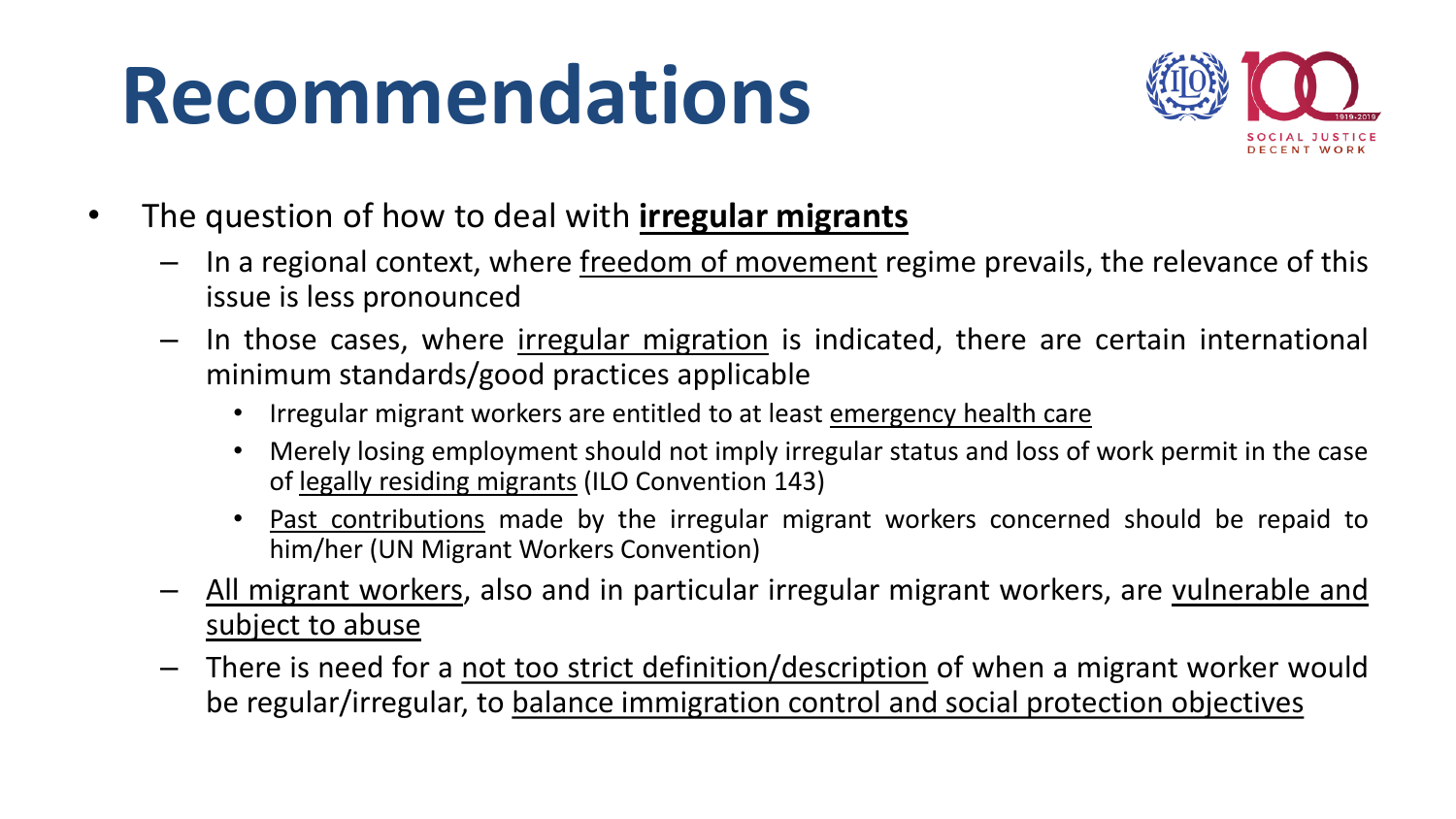# Recommendations

- The question of how to deal with **irregular migrants**
  - In a regional context, where freedom of movement regime prevails, the relevance of this issue is less pronounced
  - In those cases, where irregular migration is indicated, there are certain international minimum standards/good practices applicable
    - Irregular migrant workers are entitled to at least emergency health care
    - Merely losing employment should not imply irregular status and loss of work permit in the case of legally residing migrants (ILO Convention 143)
    - Past contributions made by the irregular migrant workers concerned should be repaid to him/her (UN Migrant Workers Convention)
  - All migrant workers, also and in particular irregular migrant workers, are vulnerable and subject to abuse
  - There is need for a not too strict definition/description of when a migrant worker would be regular/irregular, to balance immigration control and social protection objectives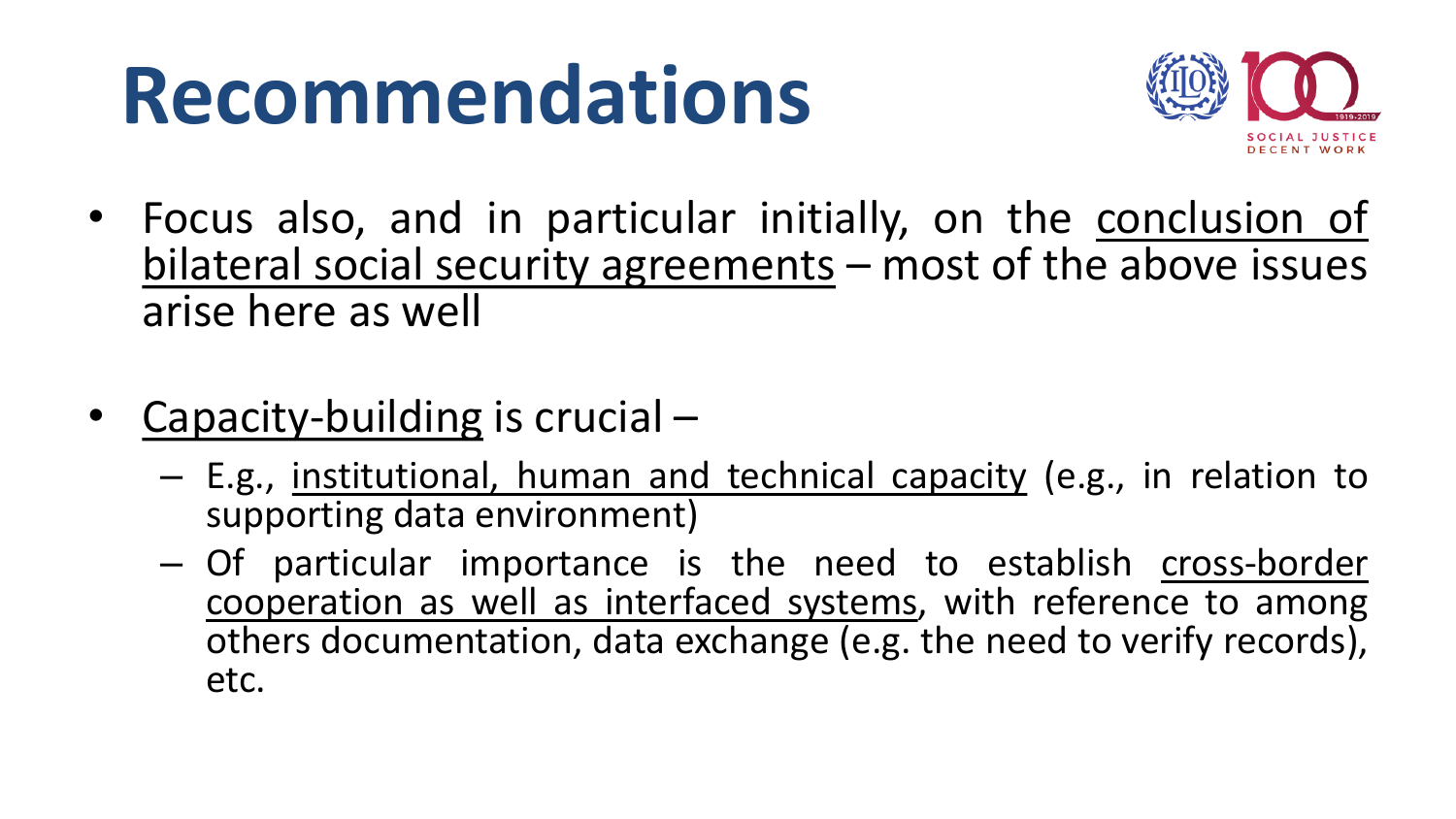# Recommendations

- Focus also, and in particular initially, on the conclusion of bilateral social security agreements – most of the above issues arise here as well

- Capacity-building is crucial –
  - E.g., institutional, human and technical capacity (e.g., in relation to supporting data environment)
  - Of particular importance is the need to establish cross-border cooperation as well as interfaced systems, with reference to among others documentation, data exchange (e.g. the need to verify records), etc.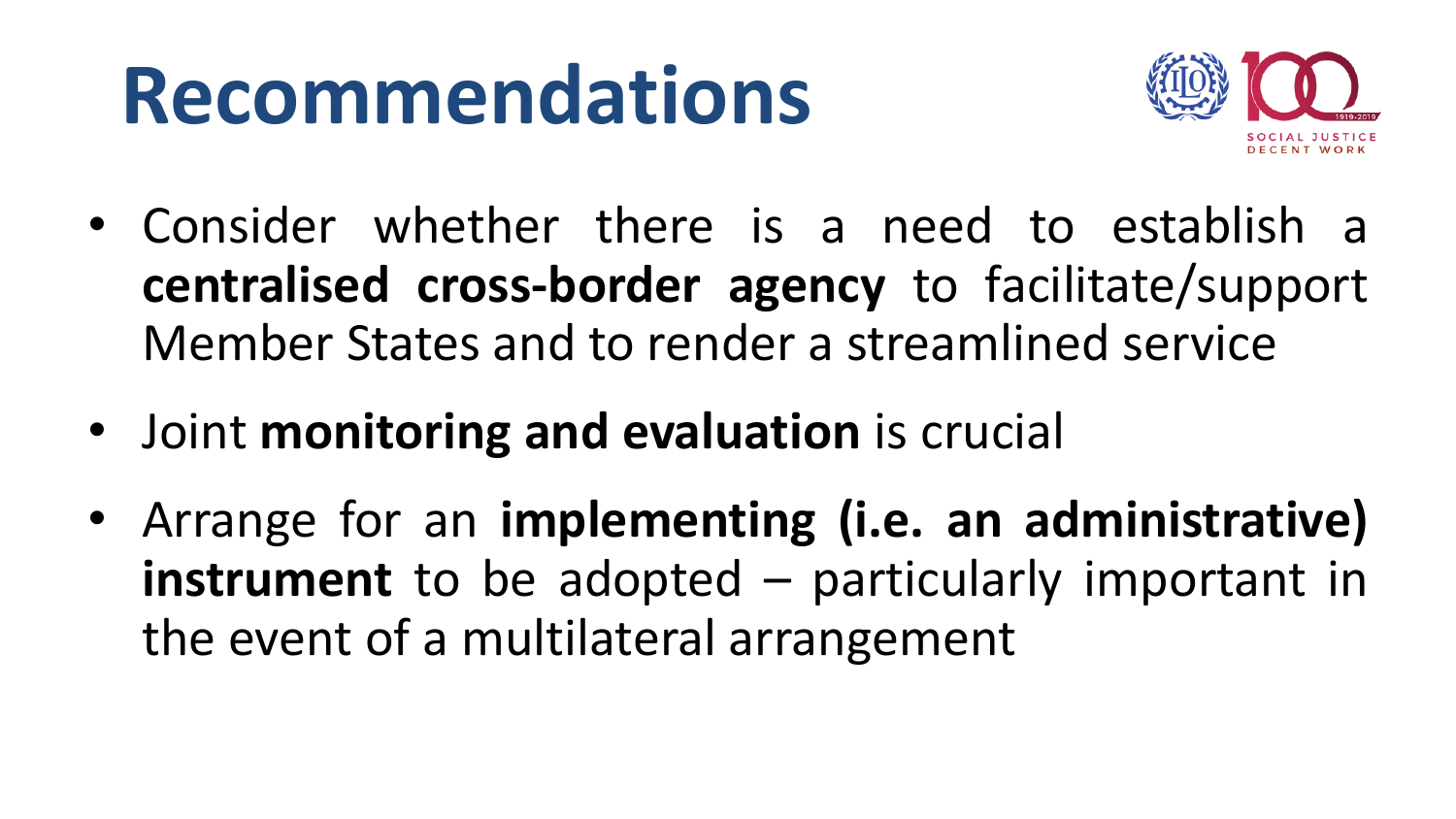# Recommendations

- Consider whether there is a need to establish a **centralised cross-border agency** to facilitate/support Member States and to render a streamlined service
- Joint **monitoring and evaluation** is crucial
- Arrange for an **implementing (i.e. an administrative) instrument** to be adopted – particularly important in the event of a multilateral arrangement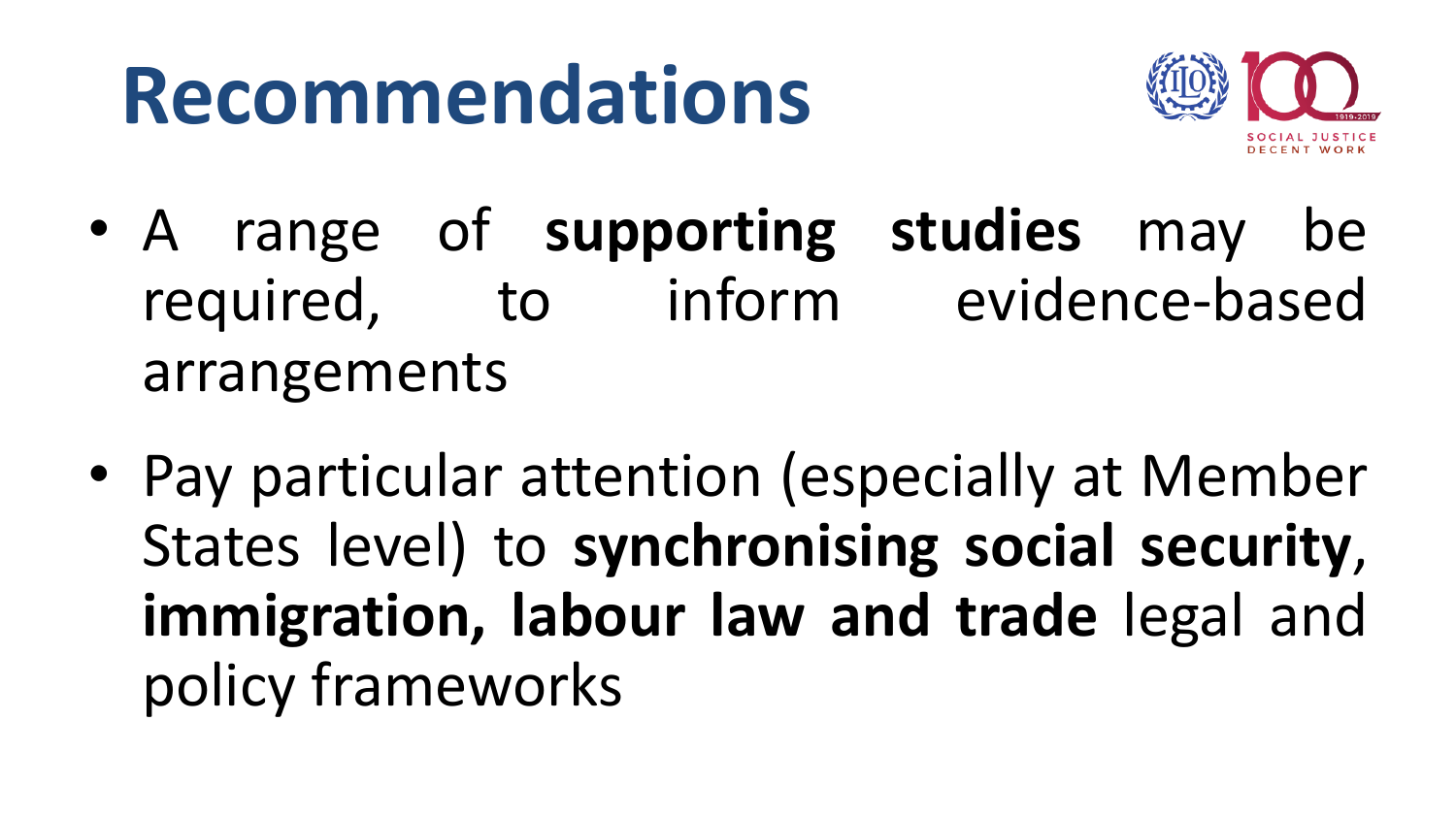# Recommendations

- A range of **supporting studies** may be required, to inform evidence-based arrangements
- Pay particular attention (especially at Member States level) to **synchronising social security**, **immigration, labour law and trade** legal and policy frameworks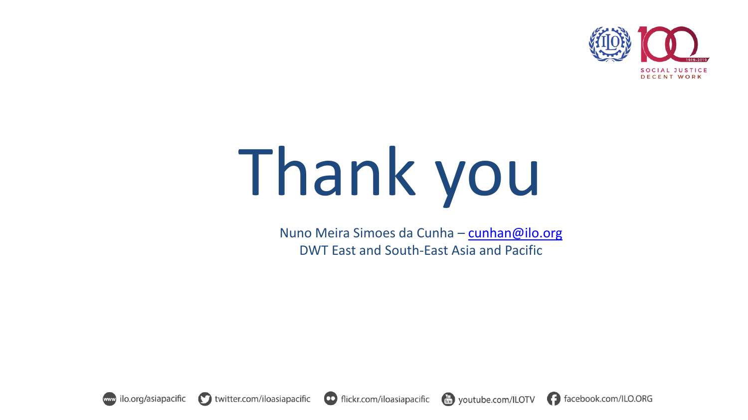# Thank you

Nuno Meira Simoes da Cunha – cunhan@ilo.org
DWT East and South-East Asia and Pacific

ilo.org/asiapacific twitter.com/iloasiapacific flickr.com/iloasiapacific youtube.com/ILOTV facebook.com/ILO.ORG